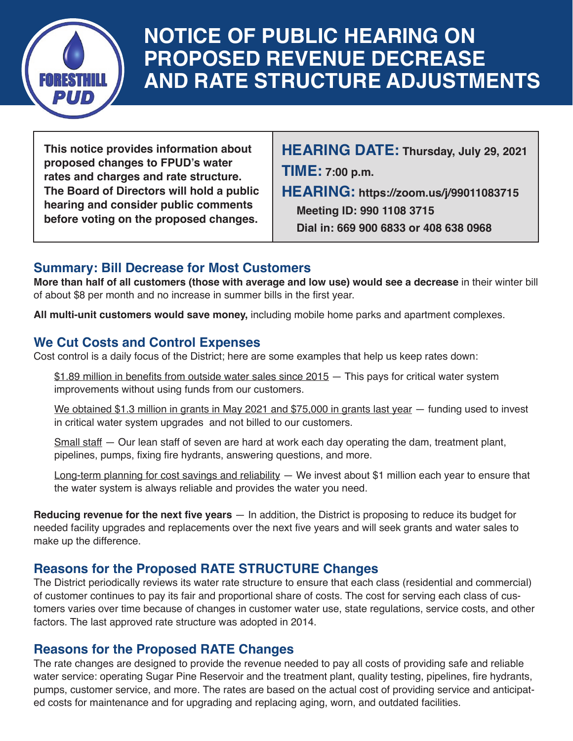# NOTICE OF PUBLIC HEARING ON PROPOSED REVENUE DECREASE AND RATE STRUCTURE ADJUSTMENTS

**This notice provides information about proposed changes to FPUD's water rates and charges and rate structure. The Board of Directors will hold a public hearing and consider public comments before voting on the proposed changes.**

**HEARING DATE: Thursday, July 29, 2021**

**TIME: 7:00 p.m.**

**HEARING: https://zoom.us/j/99011083715**

**Meeting ID: 990 1108 3715**

**Dial in: 669 900 6833 or 408 638 0968**

## Summary: Bill Decrease for Most Customers

**More than half of all customers (those with average and low use) would see a decrease** in their winter bill of about $8 per month and no increase in summer bills in the first year.

**All multi-unit customers would save money,** including mobile home parks and apartment complexes.

## We Cut Costs and Control Expenses

Cost control is a daily focus of the District; here are some examples that help us keep rates down:

$1.89 million in benefits from outside water sales since 2015 — This pays for critical water system improvements without using funds from our customers.

We obtained $1.3 million in grants in May 2021 and $75,000 in grants last year — funding used to invest in critical water system upgrades and not billed to our customers.

Small staff — Our lean staff of seven are hard at work each day operating the dam, treatment plant, pipelines, pumps, fixing fire hydrants, answering questions, and more.

Long-term planning for cost savings and reliability — We invest about $1 million each year to ensure that the water system is always reliable and provides the water you need.

**Reducing revenue for the next five years** — In addition, the District is proposing to reduce its budget for needed facility upgrades and replacements over the next five years and will seek grants and water sales to make up the difference.

## Reasons for the Proposed RATE STRUCTURE Changes

The District periodically reviews its water rate structure to ensure that each class (residential and commercial) of customer continues to pay its fair and proportional share of costs. The cost for serving each class of customers varies over time because of changes in customer water use, state regulations, service costs, and other factors. The last approved rate structure was adopted in 2014.

## Reasons for the Proposed RATE Changes

The rate changes are designed to provide the revenue needed to pay all costs of providing safe and reliable water service: operating Sugar Pine Reservoir and the treatment plant, quality testing, pipelines, fire hydrants, pumps, customer service, and more. The rates are based on the actual cost of providing service and anticipated costs for maintenance and for upgrading and replacing aging, worn, and outdated facilities.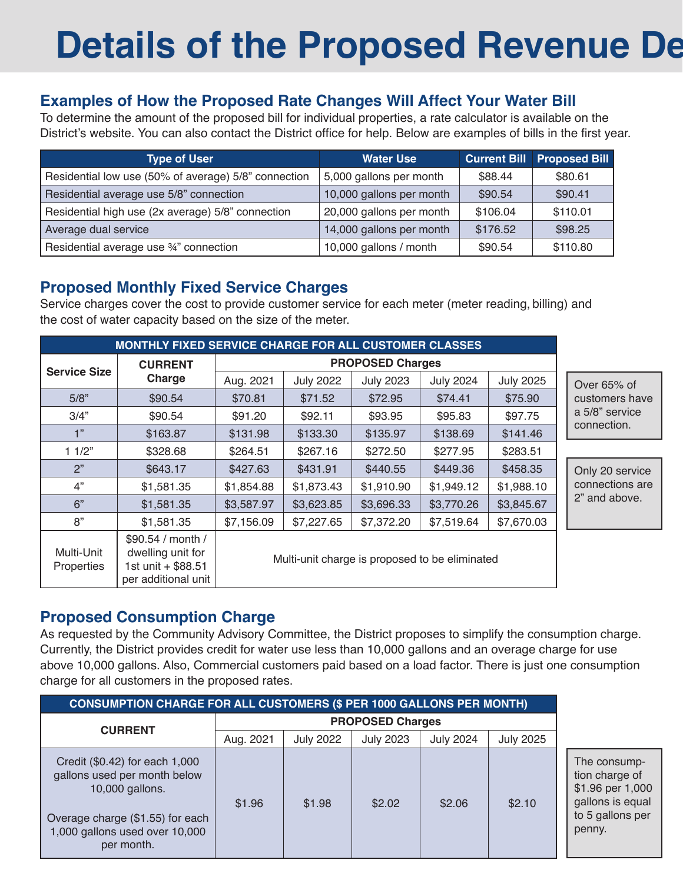# Details of the Proposed Revenue De

## Examples of How the Proposed Rate Changes Will Affect Your Water Bill

To determine the amount of the proposed bill for individual properties, a rate calculator is available on the District's website. You can also contact the District office for help. Below are examples of bills in the first year.

| Type of User | Water Use | Current Bill | Proposed Bill |
|---|---|---|---|
| Residential low use (50% of average) 5/8" connection | 5,000 gallons per month | $88.44 | $80.61 |
| Residential average use 5/8" connection | 10,000 gallons per month | $90.54 | $90.41 |
| Residential high use (2x average) 5/8" connection | 20,000 gallons per month | $106.04 | $110.01 |
| Average dual service | 14,000 gallons per month | $176.52 | $98.25 |
| Residential average use ¾" connection | 10,000 gallons / month | $90.54 | $110.80 |

## Proposed Monthly Fixed Service Charges

Service charges cover the cost to provide customer service for each meter (meter reading, billing) and the cost of water capacity based on the size of the meter.

**MONTHLY FIXED SERVICE CHARGE FOR ALL CUSTOMER CLASSES**

| Service Size | CURRENT Charge | PROPOSED Charges | | | | |
|---|---|---|---|---|---|---|
| | | Aug. 2021 | July 2022 | July 2023 | July 2024 | July 2025 |
| 5/8" | $90.54 | $70.81 | $71.52 | $72.95 | $74.41 | $75.90 |
| 3/4" | $90.54 | $91.20 | $92.11 | $93.95 | $95.83 | $97.75 |
| 1" | $163.87 | $131.98 | $133.30 | $135.97 | $138.69 | $141.46 |
| 1 1/2" | $328.68 | $264.51 | $267.16 | $272.50 | $277.95 | $283.51 |
| 2" | $643.17 | $427.63 | $431.91 | $440.55 | $449.36 | $458.35 |
| 4" | $1,581.35 | $1,854.88 | $1,873.43 | $1,910.90 | $1,949.12 | $1,988.10 |
| 6" | $1,581.35 | $3,587.97 | $3,623.85 | $3,696.33 | $3,770.26 | $3,845.67 |
| 8" | $1,581.35 | $7,156.09 | $7,227.65 | $7,372.20 | $7,519.64 | $7,670.03 |
| Multi-Unit Properties | $90.54 / month / dwelling unit for 1st unit + $88.51 per additional unit | Multi-unit charge is proposed to be eliminated | | | | |

Over 65% of customers have a 5/8" service connection.

Only 20 service connections are 2" and above.

## Proposed Consumption Charge

As requested by the Community Advisory Committee, the District proposes to simplify the consumption charge. Currently, the District provides credit for water use less than 10,000 gallons and an overage charge for use above 10,000 gallons. Also, Commercial customers paid based on a load factor. There is just one consumption charge for all customers in the proposed rates.

**CONSUMPTION CHARGE FOR ALL CUSTOMERS ($ PER 1000 GALLONS PER MONTH)**

| CURRENT | PROPOSED Charges | | | | |
|---|---|---|---|---|---|
| | Aug. 2021 | July 2022 | July 2023 | July 2024 | July 2025 |
| Credit ($0.42) for each 1,000 gallons used per month below 10,000 gallons. Overage charge ($1.55) for each 1,000 gallons used over 10,000 per month. | $1.96 | $1.98 | $2.02 | $2.06 | $2.10 |

The consumption charge of $1.96 per 1,000 gallons is equal to 5 gallons per penny.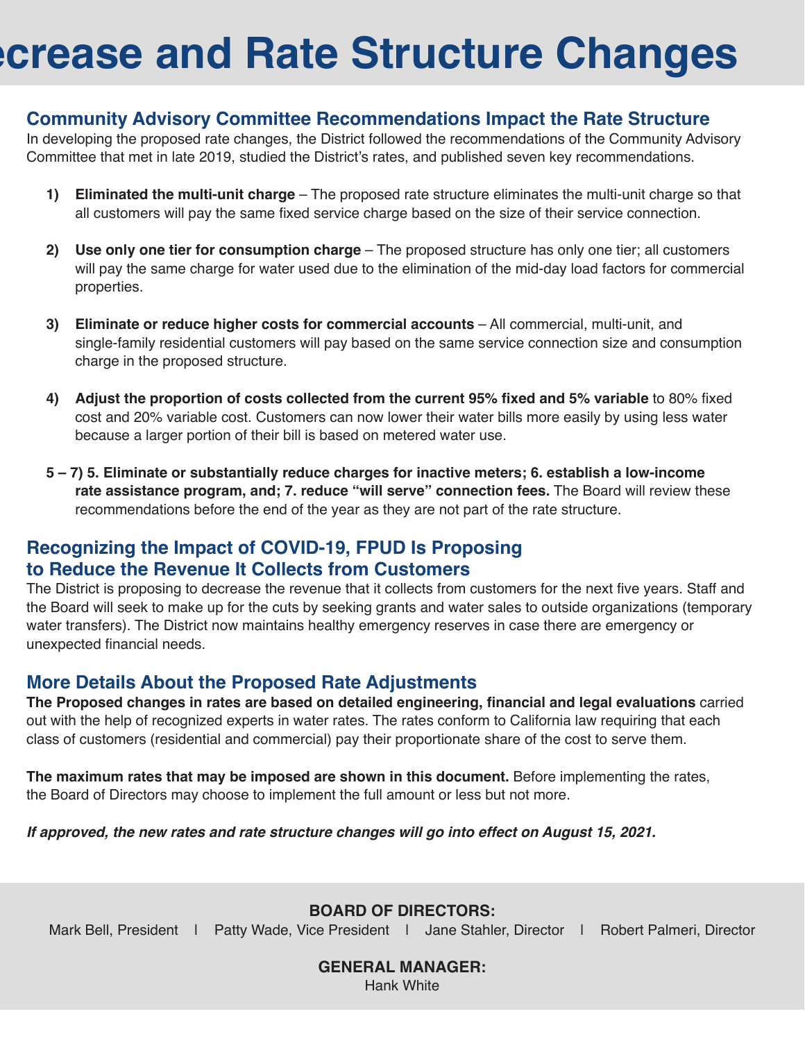# ecrease and Rate Structure Changes

## Community Advisory Committee Recommendations Impact the Rate Structure

In developing the proposed rate changes, the District followed the recommendations of the Community Advisory Committee that met in late 2019, studied the District's rates, and published seven key recommendations.

1) **Eliminated the multi-unit charge** – The proposed rate structure eliminates the multi-unit charge so that all customers will pay the same fixed service charge based on the size of their service connection.

2) **Use only one tier for consumption charge** – The proposed structure has only one tier; all customers will pay the same charge for water used due to the elimination of the mid-day load factors for commercial properties.

3) **Eliminate or reduce higher costs for commercial accounts** – All commercial, multi-unit, and single-family residential customers will pay based on the same service connection size and consumption charge in the proposed structure.

4) **Adjust the proportion of costs collected from the current 95% fixed and 5% variable** to 80% fixed cost and 20% variable cost. Customers can now lower their water bills more easily by using less water because a larger portion of their bill is based on metered water use.

5 – 7) **5. Eliminate or substantially reduce charges for inactive meters; 6. establish a low-income rate assistance program, and; 7. reduce "will serve" connection fees.** The Board will review these recommendations before the end of the year as they are not part of the rate structure.

## Recognizing the Impact of COVID-19, FPUD Is Proposing to Reduce the Revenue It Collects from Customers

The District is proposing to decrease the revenue that it collects from customers for the next five years. Staff and the Board will seek to make up for the cuts by seeking grants and water sales to outside organizations (temporary water transfers). The District now maintains healthy emergency reserves in case there are emergency or unexpected financial needs.

## More Details About the Proposed Rate Adjustments

**The Proposed changes in rates are based on detailed engineering, financial and legal evaluations** carried out with the help of recognized experts in water rates. The rates conform to California law requiring that each class of customers (residential and commercial) pay their proportionate share of the cost to serve them.

**The maximum rates that may be imposed are shown in this document.** Before implementing the rates, the Board of Directors may choose to implement the full amount or less but not more.

***If approved, the new rates and rate structure changes will go into effect on August 15, 2021.***

**BOARD OF DIRECTORS:**

Mark Bell, President | Patty Wade, Vice President | Jane Stahler, Director | Robert Palmeri, Director

**GENERAL MANAGER:**

Hank White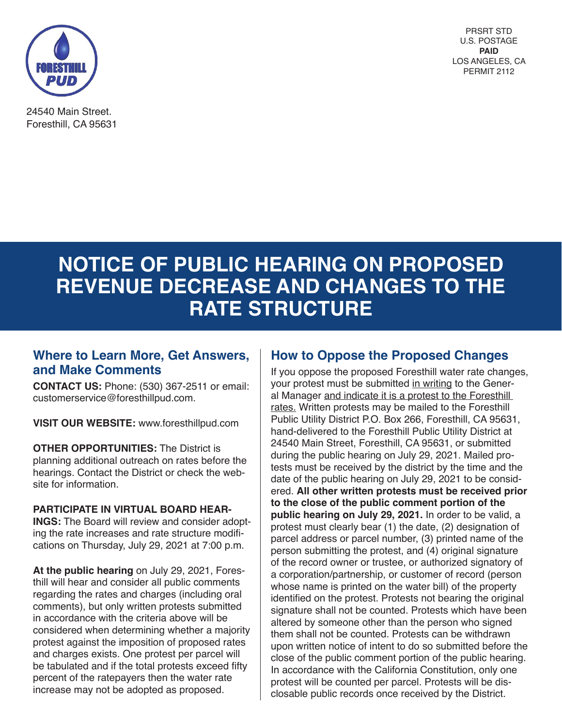FORESTHILL PUD

24540 Main Street.
Foresthill, CA 95631

PRSRT STD
U.S. POSTAGE
**PAID**
LOS ANGELES, CA
PERMIT 2112

# NOTICE OF PUBLIC HEARING ON PROPOSED REVENUE DECREASE AND CHANGES TO THE RATE STRUCTURE

## Where to Learn More, Get Answers, and Make Comments

**CONTACT US:** Phone: (530) 367-2511 or email: customerservice@foresthillpud.com.

**VISIT OUR WEBSITE:** www.foresthillpud.com

**OTHER OPPORTUNITIES:** The District is planning additional outreach on rates before the hearings. Contact the District or check the website for information.

**PARTICIPATE IN VIRTUAL BOARD HEARINGS:** The Board will review and consider adopting the rate increases and rate structure modifications on Thursday, July 29, 2021 at 7:00 p.m.

**At the public hearing** on July 29, 2021, Foresthill will hear and consider all public comments regarding the rates and charges (including oral comments), but only written protests submitted in accordance with the criteria above will be considered when determining whether a majority protest against the imposition of proposed rates and charges exists. One protest per parcel will be tabulated and if the total protests exceed fifty percent of the ratepayers then the water rate increase may not be adopted as proposed.

## How to Oppose the Proposed Changes

If you oppose the proposed Foresthill water rate changes, your protest must be submitted in writing to the General Manager and indicate it is a protest to the Foresthill rates. Written protests may be mailed to the Foresthill Public Utility District P.O. Box 266, Foresthill, CA 95631, hand-delivered to the Foresthill Public Utility District at 24540 Main Street, Foresthill, CA 95631, or submitted during the public hearing on July 29, 2021. Mailed protests must be received by the district by the time and the date of the public hearing on July 29, 2021 to be considered. **All other written protests must be received prior to the close of the public comment portion of the public hearing on July 29, 2021.** In order to be valid, a protest must clearly bear (1) the date, (2) designation of parcel address or parcel number, (3) printed name of the person submitting the protest, and (4) original signature of the record owner or trustee, or authorized signatory of a corporation/partnership, or customer of record (person whose name is printed on the water bill) of the property identified on the protest. Protests not bearing the original signature shall not be counted. Protests which have been altered by someone other than the person who signed them shall not be counted. Protests can be withdrawn upon written notice of intent to do so submitted before the close of the public comment portion of the public hearing. In accordance with the California Constitution, only one protest will be counted per parcel. Protests will be disclosable public records once received by the District.